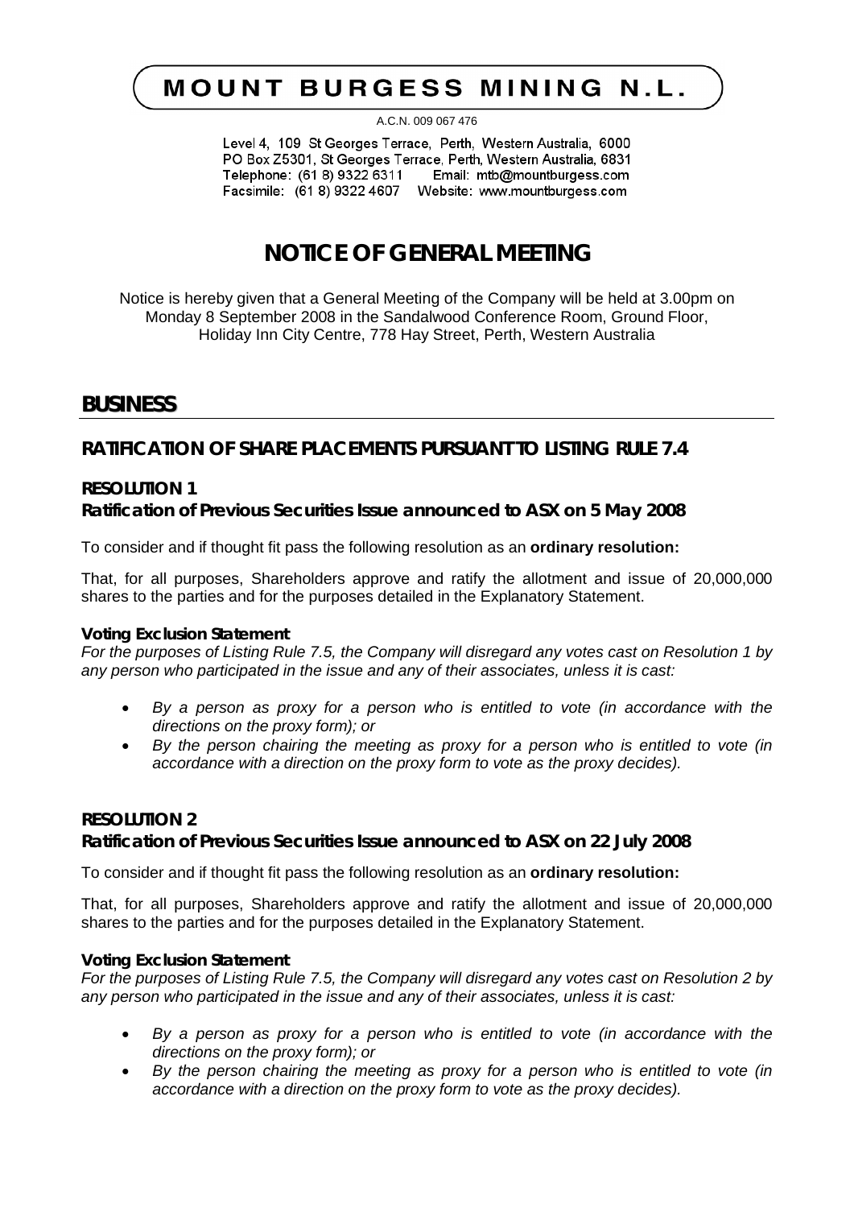# MOUNT BURGESS MINING N.L.

A.C.N. 009 067 476

Level 4, 109 St Georges Terrace, Perth, Western Australia, 6000
PO Box Z5301, St Georges Terrace, Perth, Western Australia, 6831
Telephone: (61 8) 9322 6311 Email: mtb@mountburgess.com
Facsimile: (61 8) 9322 4607 Website: www.mountburgess.com

# NOTICE OF GENERAL MEETING

Notice is hereby given that a General Meeting of the Company will be held at 3.00pm on Monday 8 September 2008 in the Sandalwood Conference Room, Ground Floor, Holiday Inn City Centre, 778 Hay Street, Perth, Western Australia

## BUSINESS

### RATIFICATION OF SHARE PLACEMENTS PURSUANT TO LISTING RULE 7.4

#### RESOLUTION 1
#### Ratification of Previous Securities Issue announced to ASX on 5 May 2008

To consider and if thought fit pass the following resolution as an **ordinary resolution:**

That, for all purposes, Shareholders approve and ratify the allotment and issue of 20,000,000 shares to the parties and for the purposes detailed in the Explanatory Statement.

**Voting Exclusion Statement**

*For the purposes of Listing Rule 7.5, the Company will disregard any votes cast on Resolution 1 by any person who participated in the issue and any of their associates, unless it is cast:*

- *By a person as proxy for a person who is entitled to vote (in accordance with the directions on the proxy form); or*
- *By the person chairing the meeting as proxy for a person who is entitled to vote (in accordance with a direction on the proxy form to vote as the proxy decides).*

#### RESOLUTION 2
#### Ratification of Previous Securities Issue announced to ASX on 22 July 2008

To consider and if thought fit pass the following resolution as an **ordinary resolution:**

That, for all purposes, Shareholders approve and ratify the allotment and issue of 20,000,000 shares to the parties and for the purposes detailed in the Explanatory Statement.

**Voting Exclusion Statement**

*For the purposes of Listing Rule 7.5, the Company will disregard any votes cast on Resolution 2 by any person who participated in the issue and any of their associates, unless it is cast:*

- *By a person as proxy for a person who is entitled to vote (in accordance with the directions on the proxy form); or*
- *By the person chairing the meeting as proxy for a person who is entitled to vote (in accordance with a direction on the proxy form to vote as the proxy decides).*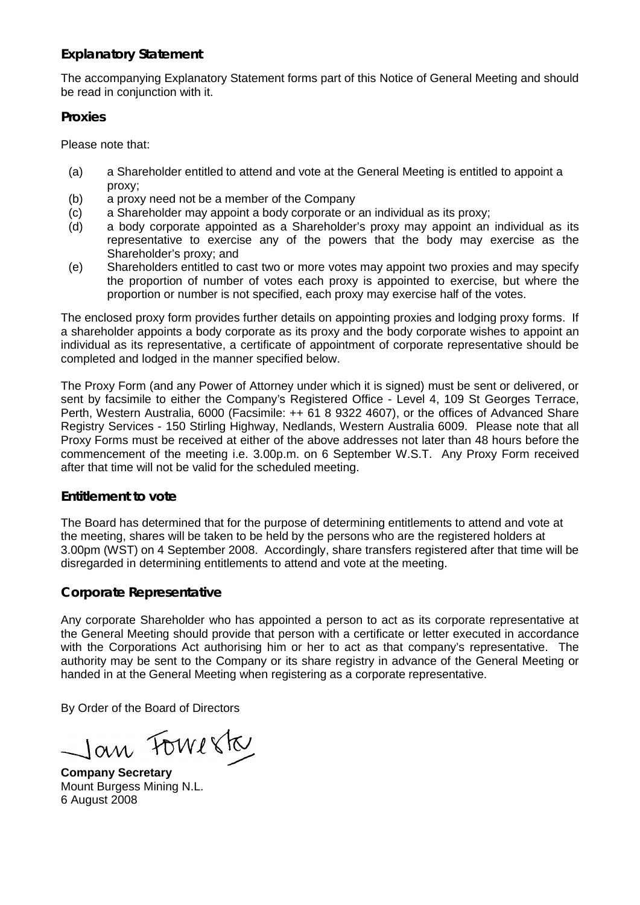## Explanatory Statement

The accompanying Explanatory Statement forms part of this Notice of General Meeting and should be read in conjunction with it.

## Proxies

Please note that:

(a) a Shareholder entitled to attend and vote at the General Meeting is entitled to appoint a proxy;
(b) a proxy need not be a member of the Company
(c) a Shareholder may appoint a body corporate or an individual as its proxy;
(d) a body corporate appointed as a Shareholder's proxy may appoint an individual as its representative to exercise any of the powers that the body may exercise as the Shareholder's proxy; and
(e) Shareholders entitled to cast two or more votes may appoint two proxies and may specify the proportion of number of votes each proxy is appointed to exercise, but where the proportion or number is not specified, each proxy may exercise half of the votes.

The enclosed proxy form provides further details on appointing proxies and lodging proxy forms. If a shareholder appoints a body corporate as its proxy and the body corporate wishes to appoint an individual as its representative, a certificate of appointment of corporate representative should be completed and lodged in the manner specified below.

The Proxy Form (and any Power of Attorney under which it is signed) must be sent or delivered, or sent by facsimile to either the Company's Registered Office - Level 4, 109 St Georges Terrace, Perth, Western Australia, 6000 (Facsimile: ++ 61 8 9322 4607), or the offices of Advanced Share Registry Services - 150 Stirling Highway, Nedlands, Western Australia 6009. Please note that all Proxy Forms must be received at either of the above addresses not later than 48 hours before the commencement of the meeting i.e. 3.00p.m. on 6 September W.S.T. Any Proxy Form received after that time will not be valid for the scheduled meeting.

## Entitlement to vote

The Board has determined that for the purpose of determining entitlements to attend and vote at the meeting, shares will be taken to be held by the persons who are the registered holders at 3.00pm (WST) on 4 September 2008. Accordingly, share transfers registered after that time will be disregarded in determining entitlements to attend and vote at the meeting.

## Corporate Representative

Any corporate Shareholder who has appointed a person to act as its corporate representative at the General Meeting should provide that person with a certificate or letter executed in accordance with the Corporations Act authorising him or her to act as that company's representative. The authority may be sent to the Company or its share registry in advance of the General Meeting or handed in at the General Meeting when registering as a corporate representative.

By Order of the Board of Directors

Jan Forrester

**Company Secretary**
Mount Burgess Mining N.L.
6 August 2008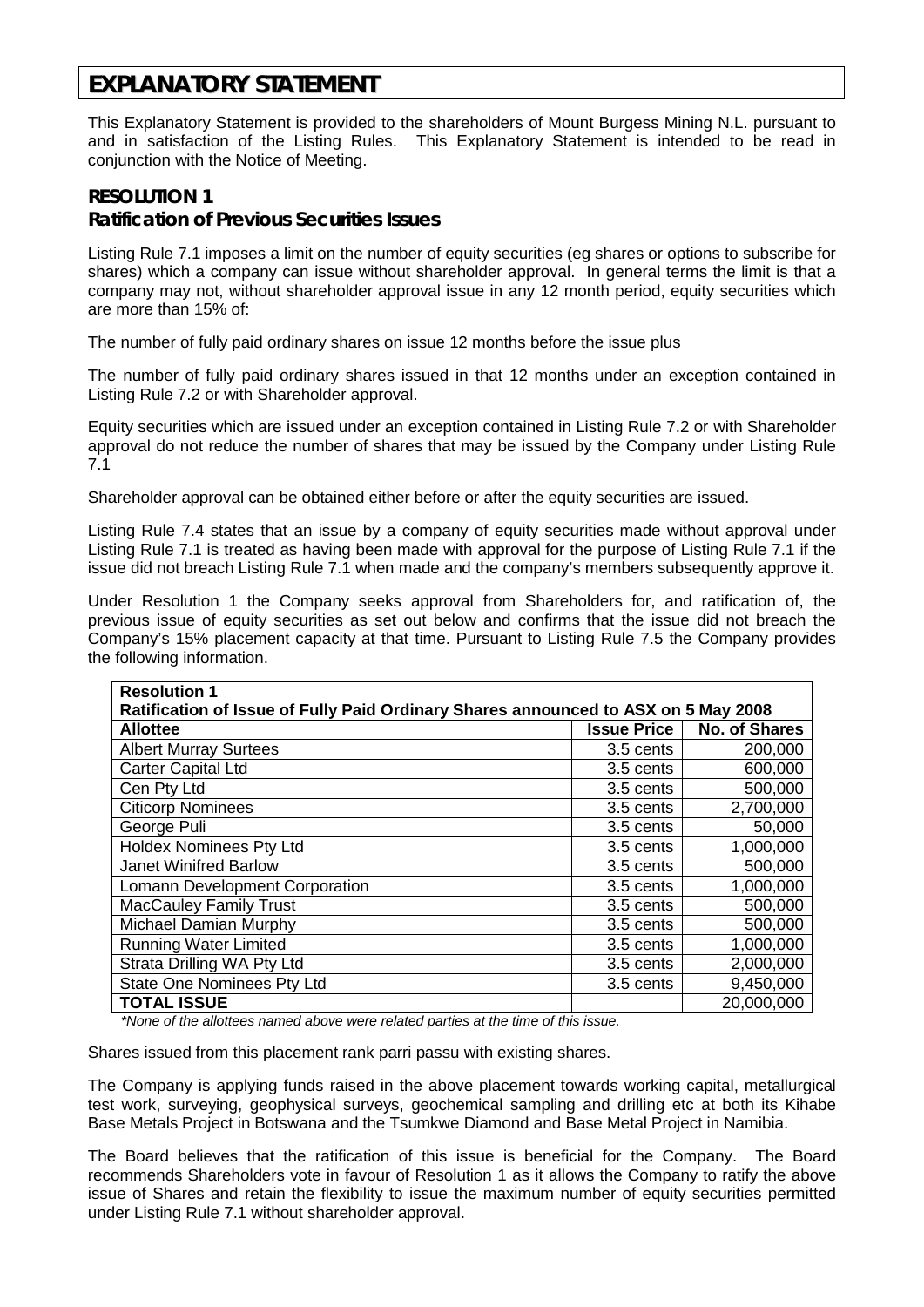# EXPLANATORY STATEMENT

This Explanatory Statement is provided to the shareholders of Mount Burgess Mining N.L. pursuant to and in satisfaction of the Listing Rules. This Explanatory Statement is intended to be read in conjunction with the Notice of Meeting.

## RESOLUTION 1

### Ratification of Previous Securities Issues

Listing Rule 7.1 imposes a limit on the number of equity securities (eg shares or options to subscribe for shares) which a company can issue without shareholder approval. In general terms the limit is that a company may not, without shareholder approval issue in any 12 month period, equity securities which are more than 15% of:

The number of fully paid ordinary shares on issue 12 months before the issue plus

The number of fully paid ordinary shares issued in that 12 months under an exception contained in Listing Rule 7.2 or with Shareholder approval.

Equity securities which are issued under an exception contained in Listing Rule 7.2 or with Shareholder approval do not reduce the number of shares that may be issued by the Company under Listing Rule 7.1

Shareholder approval can be obtained either before or after the equity securities are issued.

Listing Rule 7.4 states that an issue by a company of equity securities made without approval under Listing Rule 7.1 is treated as having been made with approval for the purpose of Listing Rule 7.1 if the issue did not breach Listing Rule 7.1 when made and the company's members subsequently approve it.

Under Resolution 1 the Company seeks approval from Shareholders for, and ratification of, the previous issue of equity securities as set out below and confirms that the issue did not breach the Company's 15% placement capacity at that time. Pursuant to Listing Rule 7.5 the Company provides the following information.

| **Resolution 1 Ratification of Issue of Fully Paid Ordinary Shares announced to ASX on 5 May 2008** | | |
|---|---|---|
| **Allottee** | **Issue Price** | **No. of Shares** |
| Albert Murray Surtees | 3.5 cents | 200,000 |
| Carter Capital Ltd | 3.5 cents | 600,000 |
| Cen Pty Ltd | 3.5 cents | 500,000 |
| Citicorp Nominees | 3.5 cents | 2,700,000 |
| George Puli | 3.5 cents | 50,000 |
| Holdex Nominees Pty Ltd | 3.5 cents | 1,000,000 |
| Janet Winifred Barlow | 3.5 cents | 500,000 |
| Lomann Development Corporation | 3.5 cents | 1,000,000 |
| MacCauley Family Trust | 3.5 cents | 500,000 |
| Michael Damian Murphy | 3.5 cents | 500,000 |
| Running Water Limited | 3.5 cents | 1,000,000 |
| Strata Drilling WA Pty Ltd | 3.5 cents | 2,000,000 |
| State One Nominees Pty Ltd | 3.5 cents | 9,450,000 |
| **TOTAL ISSUE** | | 20,000,000 |

*\*None of the allottees named above were related parties at the time of this issue.*

Shares issued from this placement rank parri passu with existing shares.

The Company is applying funds raised in the above placement towards working capital, metallurgical test work, surveying, geophysical surveys, geochemical sampling and drilling etc at both its Kihabe Base Metals Project in Botswana and the Tsumkwe Diamond and Base Metal Project in Namibia.

The Board believes that the ratification of this issue is beneficial for the Company. The Board recommends Shareholders vote in favour of Resolution 1 as it allows the Company to ratify the above issue of Shares and retain the flexibility to issue the maximum number of equity securities permitted under Listing Rule 7.1 without shareholder approval.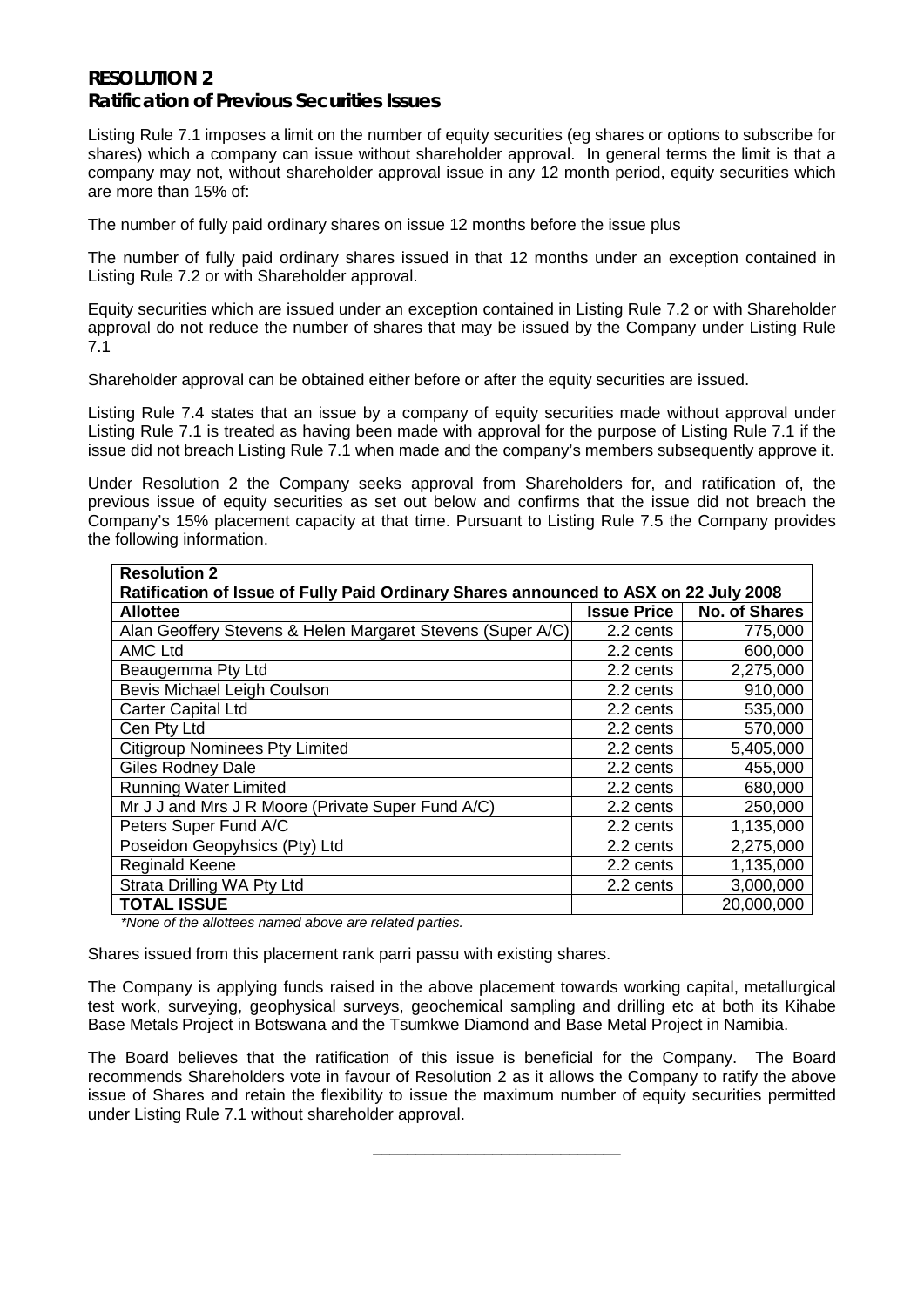## RESOLUTION 2

### Ratification of Previous Securities Issues

Listing Rule 7.1 imposes a limit on the number of equity securities (eg shares or options to subscribe for shares) which a company can issue without shareholder approval. In general terms the limit is that a company may not, without shareholder approval issue in any 12 month period, equity securities which are more than 15% of:

The number of fully paid ordinary shares on issue 12 months before the issue plus

The number of fully paid ordinary shares issued in that 12 months under an exception contained in Listing Rule 7.2 or with Shareholder approval.

Equity securities which are issued under an exception contained in Listing Rule 7.2 or with Shareholder approval do not reduce the number of shares that may be issued by the Company under Listing Rule 7.1

Shareholder approval can be obtained either before or after the equity securities are issued.

Listing Rule 7.4 states that an issue by a company of equity securities made without approval under Listing Rule 7.1 is treated as having been made with approval for the purpose of Listing Rule 7.1 if the issue did not breach Listing Rule 7.1 when made and the company's members subsequently approve it.

Under Resolution 2 the Company seeks approval from Shareholders for, and ratification of, the previous issue of equity securities as set out below and confirms that the issue did not breach the Company's 15% placement capacity at that time. Pursuant to Listing Rule 7.5 the Company provides the following information.

**Resolution 2**
**Ratification of Issue of Fully Paid Ordinary Shares announced to ASX on 22 July 2008**

| Allottee | Issue Price | No. of Shares |
|---|---|---|
| Alan Geoffery Stevens & Helen Margaret Stevens (Super A/C) | 2.2 cents | 775,000 |
| AMC Ltd | 2.2 cents | 600,000 |
| Beaugemma Pty Ltd | 2.2 cents | 2,275,000 |
| Bevis Michael Leigh Coulson | 2.2 cents | 910,000 |
| Carter Capital Ltd | 2.2 cents | 535,000 |
| Cen Pty Ltd | 2.2 cents | 570,000 |
| Citigroup Nominees Pty Limited | 2.2 cents | 5,405,000 |
| Giles Rodney Dale | 2.2 cents | 455,000 |
| Running Water Limited | 2.2 cents | 680,000 |
| Mr J J and Mrs J R Moore (Private Super Fund A/C) | 2.2 cents | 250,000 |
| Peters Super Fund A/C | 2.2 cents | 1,135,000 |
| Poseidon Geopyhsics (Pty) Ltd | 2.2 cents | 2,275,000 |
| Reginald Keene | 2.2 cents | 1,135,000 |
| Strata Drilling WA Pty Ltd | 2.2 cents | 3,000,000 |
| **TOTAL ISSUE** | | 20,000,000 |

*\*None of the allottees named above are related parties.*

Shares issued from this placement rank parri passu with existing shares.

The Company is applying funds raised in the above placement towards working capital, metallurgical test work, surveying, geophysical surveys, geochemical sampling and drilling etc at both its Kihabe Base Metals Project in Botswana and the Tsumkwe Diamond and Base Metal Project in Namibia.

The Board believes that the ratification of this issue is beneficial for the Company. The Board recommends Shareholders vote in favour of Resolution 2 as it allows the Company to ratify the above issue of Shares and retain the flexibility to issue the maximum number of equity securities permitted under Listing Rule 7.1 without shareholder approval.

---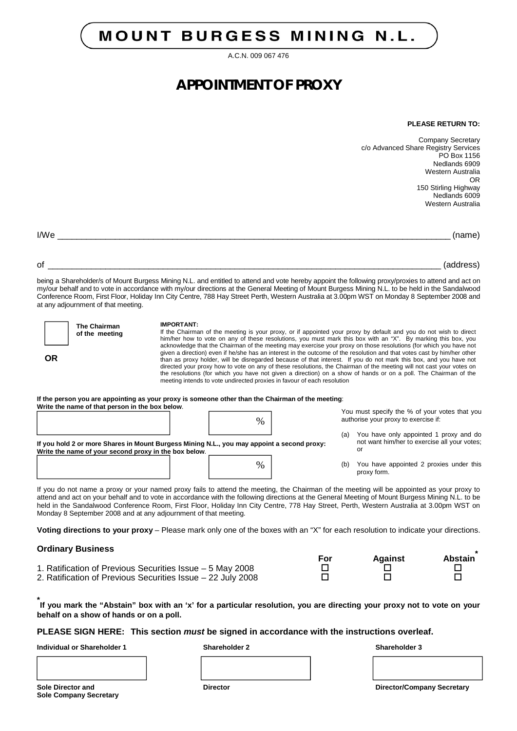# MOUNT BURGESS MINING N.L.

A.C.N. 009 067 476

# APPOINTMENT OF PROXY

**PLEASE RETURN TO:**

Company Secretary
c/o Advanced Share Registry Services
PO Box 1156
Nedlands 6909
Western Australia
OR
150 Stirling Highway
Nedlands 6009
Western Australia

I/We ______________________________________________________________________________ (name)

of ________________________________________________________________________________ (address)

being a Shareholder/s of Mount Burgess Mining N.L. and entitled to attend and vote hereby appoint the following proxy/proxies to attend and act on my/our behalf and to vote in accordance with my/our directions at the General Meeting of Mount Burgess Mining N.L. to be held in the Sandalwood Conference Room, First Floor, Holiday Inn City Centre, 788 Hay Street Perth, Western Australia at 3.00pm WST on Monday 8 September 2008 and at any adjournment of that meeting.

☐ **The Chairman of the meeting**

**IMPORTANT:**
If the Chairman of the meeting is your proxy, or if appointed your proxy by default and you do not wish to direct him/her how to vote on any of these resolutions, you must mark this box with an "X". By marking this box, you acknowledge that the Chairman of the meeting may exercise your proxy on those resolutions (for which you have not given a direction) even if he/she has an interest in the outcome of the resolution and that votes cast by him/her other than as proxy holder, will be disregarded because of that interest. If you do not mark this box, and you have not directed your proxy how to vote on any of these resolutions, the Chairman of the meeting will not cast your votes on the resolutions (for which you have not given a direction) on a show of hands or on a poll. The Chairman of the meeting intends to vote undirected proxies in favour of each resolution

**OR**

**If the person you are appointing as your proxy is someone other than the Chairman of the meeting: Write the name of that person in the box below.**

[ ____________________ ] [ ______ % ]

**If you hold 2 or more Shares in Mount Burgess Mining N.L., you may appoint a second proxy: Write the name of your second proxy in the box below.**

[ ____________________ ] [ ______ % ]

You must specify the % of your votes that you authorise your proxy to exercise if:

(a) You have only appointed 1 proxy and do not want him/her to exercise all your votes; or

(b) You have appointed 2 proxies under this proxy form.

If you do not name a proxy or your named proxy fails to attend the meeting, the Chairman of the meeting will be appointed as your proxy to attend and act on your behalf and to vote in accordance with the following directions at the General Meeting of Mount Burgess Mining N.L. to be held in the Sandalwood Conference Room, First Floor, Holiday Inn City Centre, 778 Hay Street, Perth, Western Australia at 3.00pm WST on Monday 8 September 2008 and at any adjournment of that meeting.

**Voting directions to your proxy** – Please mark only one of the boxes with an "X" for each resolution to indicate your directions.

### Ordinary Business

| | For | Against | Abstain* |
|---|---|---|---|
| 1. Ratification of Previous Securities Issue – 5 May 2008 | ☐ | ☐ | ☐ |
| 2. Ratification of Previous Securities Issue – 22 July 2008 | ☐ | ☐ | ☐ |

**\* If you mark the "Abstain" box with an 'x' for a particular resolution, you are directing your proxy not to vote on your behalf on a show of hands or on a poll.**

**PLEASE SIGN HERE: This section *must* be signed in accordance with the instructions overleaf.**

| Individual or Shareholder 1 | Shareholder 2 | Shareholder 3 |
|---|---|---|
| | | |
| **Sole Director and Sole Company Secretary** | **Director** | **Director/Company Secretary** |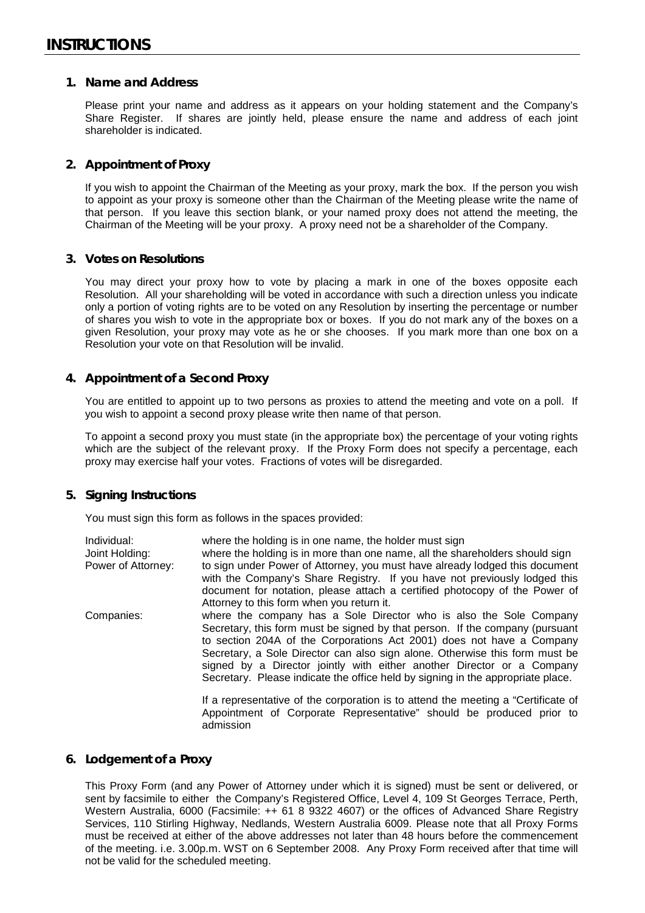# INSTRUCTIONS

### 1. Name and Address

Please print your name and address as it appears on your holding statement and the Company's Share Register. If shares are jointly held, please ensure the name and address of each joint shareholder is indicated.

### 2. Appointment of Proxy

If you wish to appoint the Chairman of the Meeting as your proxy, mark the box. If the person you wish to appoint as your proxy is someone other than the Chairman of the Meeting please write the name of that person. If you leave this section blank, or your named proxy does not attend the meeting, the Chairman of the Meeting will be your proxy. A proxy need not be a shareholder of the Company.

### 3. Votes on Resolutions

You may direct your proxy how to vote by placing a mark in one of the boxes opposite each Resolution. All your shareholding will be voted in accordance with such a direction unless you indicate only a portion of voting rights are to be voted on any Resolution by inserting the percentage or number of shares you wish to vote in the appropriate box or boxes. If you do not mark any of the boxes on a given Resolution, your proxy may vote as he or she chooses. If you mark more than one box on a Resolution your vote on that Resolution will be invalid.

### 4. Appointment of a Second Proxy

You are entitled to appoint up to two persons as proxies to attend the meeting and vote on a poll. If you wish to appoint a second proxy please write then name of that person.

To appoint a second proxy you must state (in the appropriate box) the percentage of your voting rights which are the subject of the relevant proxy. If the Proxy Form does not specify a percentage, each proxy may exercise half your votes. Fractions of votes will be disregarded.

### 5. Signing Instructions

You must sign this form as follows in the spaces provided:

| | |
|---|---|
| Individual: | where the holding is in one name, the holder must sign |
| Joint Holding: | where the holding is in more than one name, all the shareholders should sign |
| Power of Attorney: | to sign under Power of Attorney, you must have already lodged this document with the Company's Share Registry. If you have not previously lodged this document for notation, please attach a certified photocopy of the Power of Attorney to this form when you return it. |
| Companies: | where the company has a Sole Director who is also the Sole Company Secretary, this form must be signed by that person. If the company (pursuant to section 204A of the Corporations Act 2001) does not have a Company Secretary, a Sole Director can also sign alone. Otherwise this form must be signed by a Director jointly with either another Director or a Company Secretary. Please indicate the office held by signing in the appropriate place. |
| | If a representative of the corporation is to attend the meeting a "Certificate of Appointment of Corporate Representative" should be produced prior to admission |

### 6. Lodgement of a Proxy

This Proxy Form (and any Power of Attorney under which it is signed) must be sent or delivered, or sent by facsimile to either the Company's Registered Office, Level 4, 109 St Georges Terrace, Perth, Western Australia, 6000 (Facsimile: ++ 61 8 9322 4607) or the offices of Advanced Share Registry Services, 110 Stirling Highway, Nedlands, Western Australia 6009. Please note that all Proxy Forms must be received at either of the above addresses not later than 48 hours before the commencement of the meeting. i.e. 3.00p.m. WST on 6 September 2008. Any Proxy Form received after that time will not be valid for the scheduled meeting.